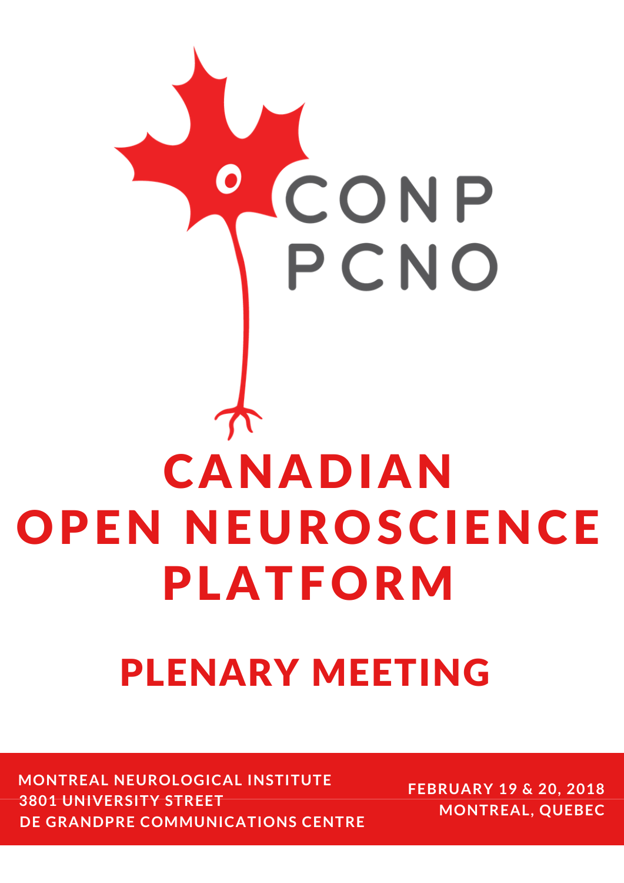CONP
PCNO

# CANADIAN OPEN NEUROSCIENCE PLATFORM

## PLENARY MEETING

MONTREAL NEUROLOGICAL INSTITUTE
3801 UNIVERSITY STREET
DE GRANDPRE COMMUNICATIONS CENTRE

FEBRUARY 19 & 20, 2018
MONTREAL, QUEBEC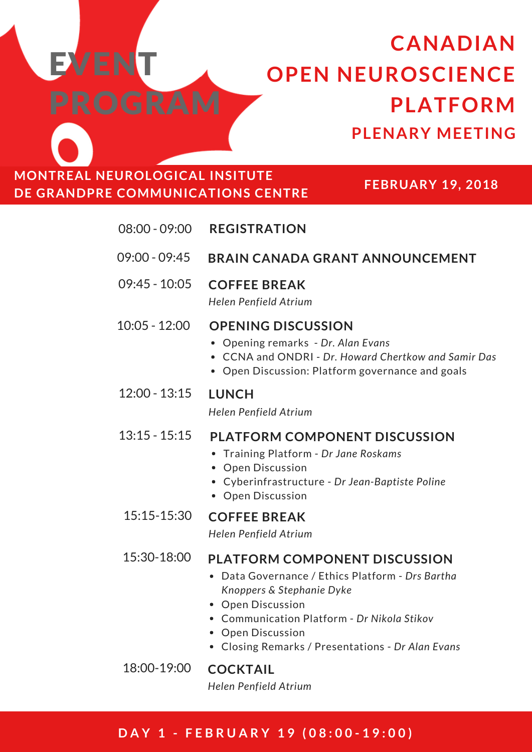# EVENT PROGRAM

# CANADIAN OPEN NEUROSCIENCE PLATFORM

## PLENARY MEETING

**MONTREAL NEUROLOGICAL INSITUTE**
**DE GRANDPRE COMMUNICATIONS CENTRE**

**FEBRUARY 19, 2018**

08:00 - 09:00 **REGISTRATION**

09:00 - 09:45 **BRAIN CANADA GRANT ANNOUNCEMENT**

09:45 - 10:05 **COFFEE BREAK**
*Helen Penfield Atrium*

10:05 - 12:00 **OPENING DISCUSSION**

- Opening remarks - *Dr. Alan Evans*
- CCNA and ONDRI - *Dr. Howard Chertkow and Samir Das*
- Open Discussion: Platform governance and goals

12:00 - 13:15 **LUNCH**
*Helen Penfield Atrium*

13:15 - 15:15 **PLATFORM COMPONENT DISCUSSION**

- Training Platform - *Dr Jane Roskams*
- Open Discussion
- Cyberinfrastructure - *Dr Jean-Baptiste Poline*
- Open Discussion

15:15-15:30 **COFFEE BREAK**
*Helen Penfield Atrium*

15:30-18:00 **PLATFORM COMPONENT DISCUSSION**

- Data Governance / Ethics Platform - *Drs Bartha Knoppers & Stephanie Dyke*
- Open Discussion
- Communication Platform - *Dr Nikola Stikov*
- Open Discussion
- Closing Remarks / Presentations - *Dr Alan Evans*

18:00-19:00 **COCKTAIL**
*Helen Penfield Atrium*

**DAY 1 - FEBRUARY 19 (08:00-19:00)**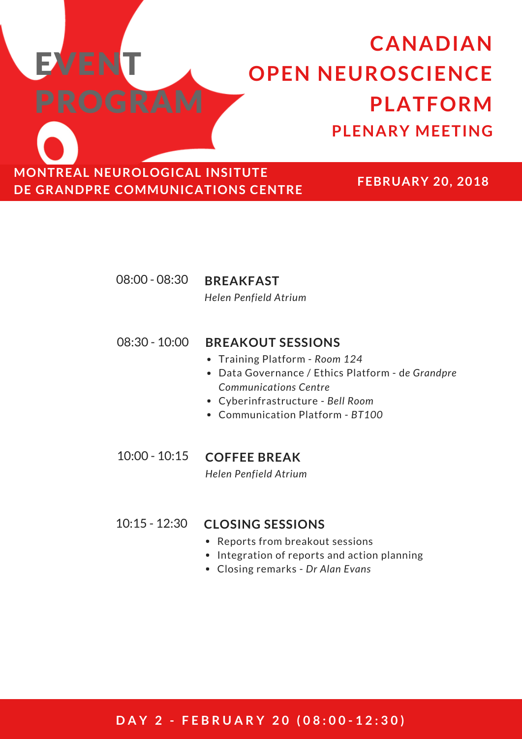# EVENT PROGRAM

# CANADIAN OPEN NEUROSCIENCE PLATFORM

## PLENARY MEETING

**MONTREAL NEUROLOGICAL INSITUTE**
**DE GRANDPRE COMMUNICATIONS CENTRE**

**FEBRUARY 20, 2018**

08:00 - 08:30 **BREAKFAST**
*Helen Penfield Atrium*

08:30 - 10:00 **BREAKOUT SESSIONS**

- Training Platform - *Room 124*
- Data Governance / Ethics Platform - de *Grandpre Communications Centre*
- Cyberinfrastructure - *Bell Room*
- Communication Platform - *BT100*

10:00 - 10:15 **COFFEE BREAK**
*Helen Penfield Atrium*

10:15 - 12:30 **CLOSING SESSIONS**

- Reports from breakout sessions
- Integration of reports and action planning
- Closing remarks - *Dr Alan Evans*

**DAY 2 - FEBRUARY 20 (08:00-12:30)**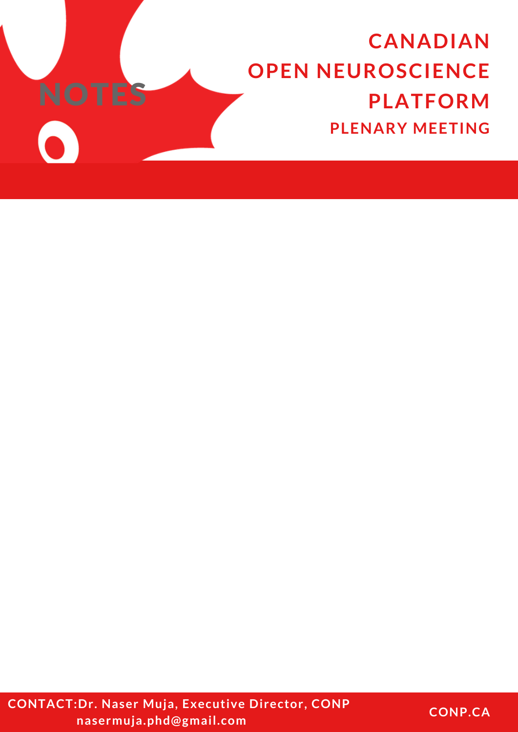# NOTES

# CANADIAN OPEN NEUROSCIENCE PLATFORM

## PLENARY MEETING

**CONTACT:Dr. Naser Muja, Executive Director, CONP**
**nasermuja.phd@gmail.com**

**CONP.CA**